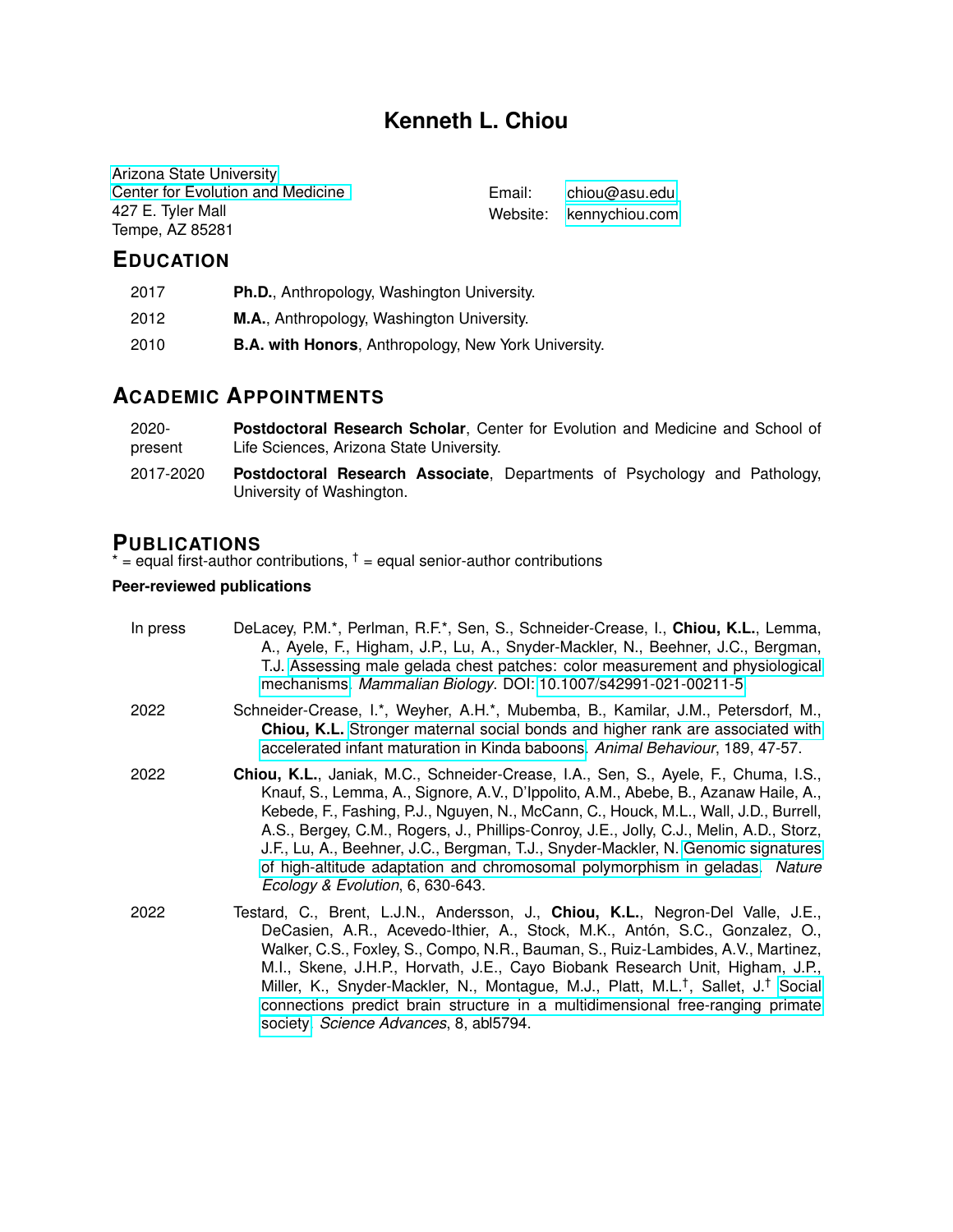# Kenneth L. Chiou

Arizona State University
Center for Evolution and Medicine
427 E. Tyler Mall
Tempe, AZ 85281

Email: chiou@asu.edu
Website: kennychiou.com

## Education

2017 **Ph.D.**, Anthropology, Washington University.

2012 **M.A.**, Anthropology, Washington University.

2010 **B.A. with Honors**, Anthropology, New York University.

## Academic Appointments

2020-present **Postdoctoral Research Scholar**, Center for Evolution and Medicine and School of Life Sciences, Arizona State University.

2017-2020 **Postdoctoral Research Associate**, Departments of Psychology and Pathology, University of Washington.

## Publications

* = equal first-author contributions, † = equal senior-author contributions

### Peer-reviewed publications

In press DeLacey, P.M.*, Perlman, R.F.*, Sen, S., Schneider-Crease, I., **Chiou, K.L.**, Lemma, A., Ayele, F., Higham, J.P., Lu, A., Snyder-Mackler, N., Beehner, J.C., Bergman, T.J. Assessing male gelada chest patches: color measurement and physiological mechanisms. *Mammalian Biology*. DOI: 10.1007/s42991-021-00211-5

2022 Schneider-Crease, I.*, Weyher, A.H.*, Mubemba, B., Kamilar, J.M., Petersdorf, M., **Chiou, K.L.** Stronger maternal social bonds and higher rank are associated with accelerated infant maturation in Kinda baboons. *Animal Behaviour*, 189, 47-57.

2022 **Chiou, K.L.**, Janiak, M.C., Schneider-Crease, I.A., Sen, S., Ayele, F., Chuma, I.S., Knauf, S., Lemma, A., Signore, A.V., D'Ippolito, A.M., Abebe, B., Azanaw Haile, A., Kebede, F., Fashing, P.J., Nguyen, N., McCann, C., Houck, M.L., Wall, J.D., Burrell, A.S., Bergey, C.M., Rogers, J., Phillips-Conroy, J.E., Jolly, C.J., Melin, A.D., Storz, J.F., Lu, A., Beehner, J.C., Bergman, T.J., Snyder-Mackler, N. Genomic signatures of high-altitude adaptation and chromosomal polymorphism in geladas. *Nature Ecology & Evolution*, 6, 630-643.

2022 Testard, C., Brent, L.J.N., Andersson, J., **Chiou, K.L.**, Negron-Del Valle, J.E., DeCasien, A.R., Acevedo-Ithier, A., Stock, M.K., Antón, S.C., Gonzalez, O., Walker, C.S., Foxley, S., Compo, N.R., Bauman, S., Ruiz-Lambides, A.V., Martinez, M.I., Skene, J.H.P., Horvath, J.E., Cayo Biobank Research Unit, Higham, J.P., Miller, K., Snyder-Mackler, N., Montague, M.J., Platt, M.L.†, Sallet, J.† Social connections predict brain structure in a multidimensional free-ranging primate society. *Science Advances*, 8, abl5794.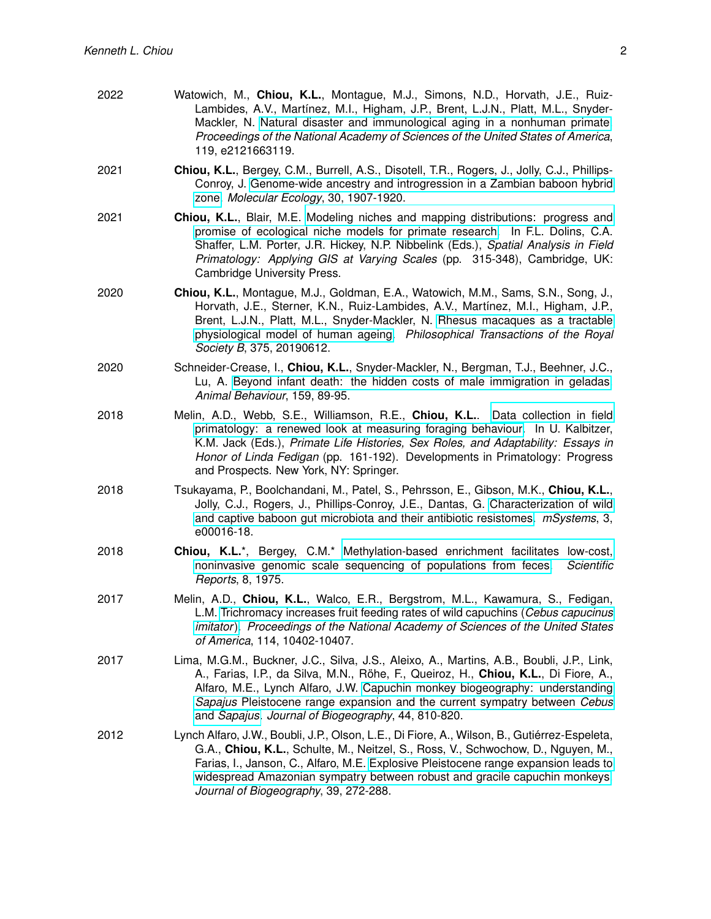2022 Watowich, M., **Chiou, K.L.**, Montague, M.J., Simons, N.D., Horvath, J.E., Ruiz-Lambides, A.V., Martínez, M.I., Higham, J.P., Brent, L.J.N., Platt, M.L., Snyder-Mackler, N. Natural disaster and immunological aging in a nonhuman primate. *Proceedings of the National Academy of Sciences of the United States of America*, 119, e2121663119.

2021 **Chiou, K.L.**, Bergey, C.M., Burrell, A.S., Disotell, T.R., Rogers, J., Jolly, C.J., Phillips-Conroy, J. Genome-wide ancestry and introgression in a Zambian baboon hybrid zone. *Molecular Ecology*, 30, 1907-1920.

2021 **Chiou, K.L.**, Blair, M.E. Modeling niches and mapping distributions: progress and promise of ecological niche models for primate research. In F.L. Dolins, C.A. Shaffer, L.M. Porter, J.R. Hickey, N.P. Nibbelink (Eds.), *Spatial Analysis in Field Primatology: Applying GIS at Varying Scales* (pp. 315-348), Cambridge, UK: Cambridge University Press.

2020 **Chiou, K.L.**, Montague, M.J., Goldman, E.A., Watowich, M.M., Sams, S.N., Song, J., Horvath, J.E., Sterner, K.N., Ruiz-Lambides, A.V., Martínez, M.I., Higham, J.P., Brent, L.J.N., Platt, M.L., Snyder-Mackler, N. Rhesus macaques as a tractable physiological model of human ageing. *Philosophical Transactions of the Royal Society B*, 375, 20190612.

2020 Schneider-Crease, I., **Chiou, K.L.**, Snyder-Mackler, N., Bergman, T.J., Beehner, J.C., Lu, A. Beyond infant death: the hidden costs of male immigration in geladas. *Animal Behaviour*, 159, 89-95.

2018 Melin, A.D., Webb, S.E., Williamson, R.E., **Chiou, K.L.**. Data collection in field primatology: a renewed look at measuring foraging behaviour. In U. Kalbitzer, K.M. Jack (Eds.), *Primate Life Histories, Sex Roles, and Adaptability: Essays in Honor of Linda Fedigan* (pp. 161-192). Developments in Primatology: Progress and Prospects. New York, NY: Springer.

2018 Tsukayama, P., Boolchandani, M., Patel, S., Pehrsson, E., Gibson, M.K., **Chiou, K.L.**, Jolly, C.J., Rogers, J., Phillips-Conroy, J.E., Dantas, G. Characterization of wild and captive baboon gut microbiota and their antibiotic resistomes. *mSystems*, 3, e00016-18.

2018 **Chiou, K.L.***, Bergey, C.M.* Methylation-based enrichment facilitates low-cost, noninvasive genomic scale sequencing of populations from feces. *Scientific Reports*, 8, 1975.

2017 Melin, A.D., **Chiou, K.L.**, Walco, E.R., Bergstrom, M.L., Kawamura, S., Fedigan, L.M. Trichromacy increases fruit feeding rates of wild capuchins (*Cebus capucinus imitator*). *Proceedings of the National Academy of Sciences of the United States of America*, 114, 10402-10407.

2017 Lima, M.G.M., Buckner, J.C., Silva, J.S., Aleixo, A., Martins, A.B., Boubli, J.P., Link, A., Farias, I.P., da Silva, M.N., Röhe, F., Queiroz, H., **Chiou, K.L.**, Di Fiore, A., Alfaro, M.E., Lynch Alfaro, J.W. Capuchin monkey biogeography: understanding *Sapajus* Pleistocene range expansion and the current sympatry between *Cebus* and *Sapajus*. *Journal of Biogeography*, 44, 810-820.

2012 Lynch Alfaro, J.W., Boubli, J.P., Olson, L.E., Di Fiore, A., Wilson, B., Gutiérrez-Espeleta, G.A., **Chiou, K.L.**, Schulte, M., Neitzel, S., Ross, V., Schwochow, D., Nguyen, M., Farias, I., Janson, C., Alfaro, M.E. Explosive Pleistocene range expansion leads to widespread Amazonian sympatry between robust and gracile capuchin monkeys. *Journal of Biogeography*, 39, 272-288.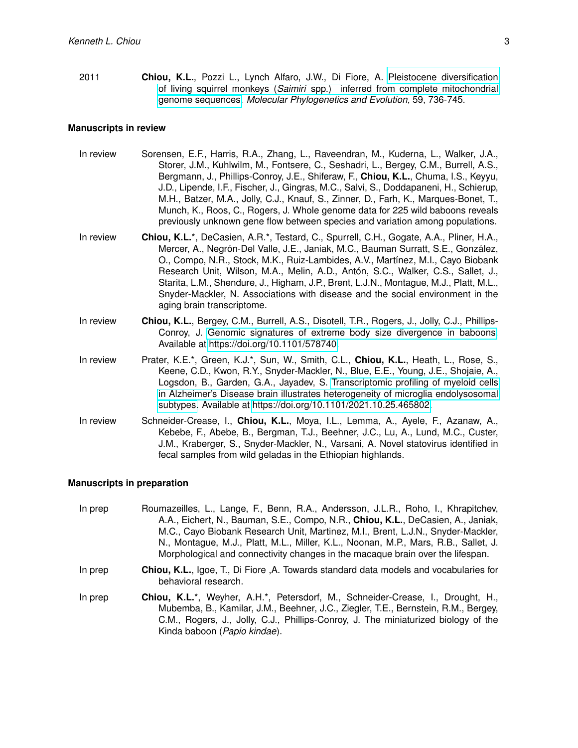2011 **Chiou, K.L.**, Pozzi L., Lynch Alfaro, J.W., Di Fiore, A. Pleistocene diversification of living squirrel monkeys (*Saimiri* spp.) inferred from complete mitochondrial genome sequences. *Molecular Phylogenetics and Evolution*, 59, 736-745.

### Manuscripts in review

In review Sorensen, E.F., Harris, R.A., Zhang, L., Raveendran, M., Kuderna, L., Walker, J.A., Storer, J.M., Kuhlwilm, M., Fontsere, C., Seshadri, L., Bergey, C.M., Burrell, A.S., Bergmann, J., Phillips-Conroy, J.E., Shiferaw, F., **Chiou, K.L.**, Chuma, I.S., Keyyu, J.D., Lipende, I.F., Fischer, J., Gingras, M.C., Salvi, S., Doddapaneni, H., Schierup, M.H., Batzer, M.A., Jolly, C.J., Knauf, S., Zinner, D., Farh, K., Marques-Bonet, T., Munch, K., Roos, C., Rogers, J. Whole genome data for 225 wild baboons reveals previously unknown gene flow between species and variation among populations.

In review **Chiou, K.L.***, DeCasien, A.R.*, Testard, C., Spurrell, C.H., Gogate, A.A., Pliner, H.A., Mercer, A., Negrón-Del Valle, J.E., Janiak, M.C., Bauman Surratt, S.E., González, O., Compo, N.R., Stock, M.K., Ruiz-Lambides, A.V., Martínez, M.I., Cayo Biobank Research Unit, Wilson, M.A., Melin, A.D., Antón, S.C., Walker, C.S., Sallet, J., Starita, L.M., Shendure, J., Higham, J.P., Brent, L.J.N., Montague, M.J., Platt, M.L., Snyder-Mackler, N. Associations with disease and the social environment in the aging brain transcriptome.

In review **Chiou, K.L.**, Bergey, C.M., Burrell, A.S., Disotell, T.R., Rogers, J., Jolly, C.J., Phillips-Conroy, J. Genomic signatures of extreme body size divergence in baboons. Available at https://doi.org/10.1101/578740.

In review Prater, K.E.*, Green, K.J.*, Sun, W., Smith, C.L., **Chiou, K.L.**, Heath, L., Rose, S., Keene, C.D., Kwon, R.Y., Snyder-Mackler, N., Blue, E.E., Young, J.E., Shojaie, A., Logsdon, B., Garden, G.A., Jayadev, S. Transcriptomic profiling of myeloid cells in Alzheimer's Disease brain illustrates heterogeneity of microglia endolysosomal subtypes. Available at https://doi.org/10.1101/2021.10.25.465802.

In review Schneider-Crease, I., **Chiou, K.L.**, Moya, I.L., Lemma, A., Ayele, F., Azanaw, A., Kebebe, F., Abebe, B., Bergman, T.J., Beehner, J.C., Lu, A., Lund, M.C., Custer, J.M., Kraberger, S., Snyder-Mackler, N., Varsani, A. Novel statovirus identified in fecal samples from wild geladas in the Ethiopian highlands.

### Manuscripts in preparation

In prep Roumazeilles, L., Lange, F., Benn, R.A., Andersson, J.L.R., Roho, I., Khrapitchev, A.A., Eichert, N., Bauman, S.E., Compo, N.R., **Chiou, K.L.**, DeCasien, A., Janiak, M.C., Cayo Biobank Research Unit, Martinez, M.I., Brent, L.J.N., Snyder-Mackler, N., Montague, M.J., Platt, M.L., Miller, K.L., Noonan, M.P., Mars, R.B., Sallet, J. Morphological and connectivity changes in the macaque brain over the lifespan.

In prep **Chiou, K.L.**, Igoe, T., Di Fiore ,A. Towards standard data models and vocabularies for behavioral research.

In prep **Chiou, K.L.***, Weyher, A.H.*, Petersdorf, M., Schneider-Crease, I., Drought, H., Mubemba, B., Kamilar, J.M., Beehner, J.C., Ziegler, T.E., Bernstein, R.M., Bergey, C.M., Rogers, J., Jolly, C.J., Phillips-Conroy, J. The miniaturized biology of the Kinda baboon (*Papio kindae*).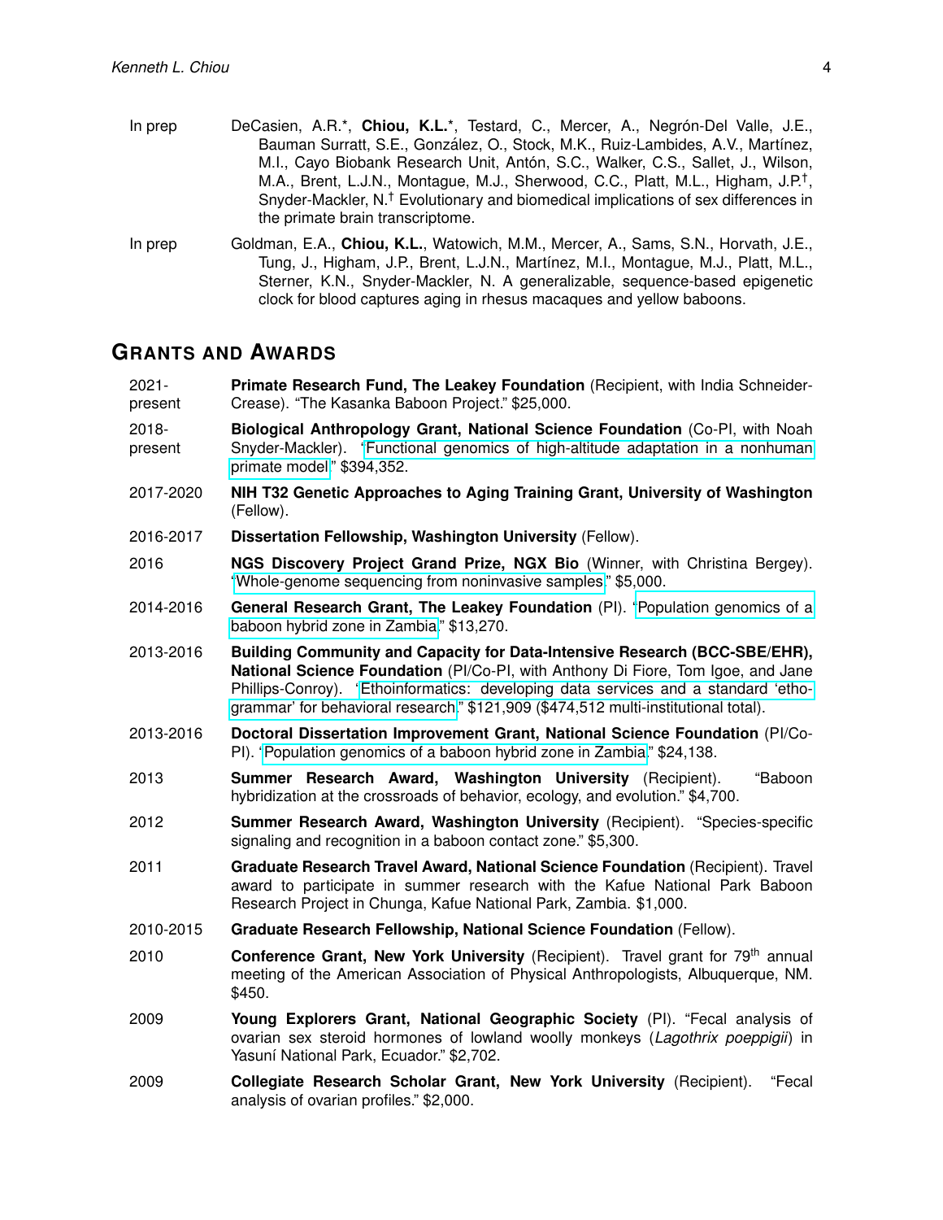In prep — DeCasien, A.R.*, **Chiou, K.L.***, Testard, C., Mercer, A., Negrón-Del Valle, J.E., Bauman Surratt, S.E., González, O., Stock, M.K., Ruiz-Lambides, A.V., Martínez, M.I., Cayo Biobank Research Unit, Antón, S.C., Walker, C.S., Sallet, J., Wilson, M.A., Brent, L.J.N., Montague, M.J., Sherwood, C.C., Platt, M.L., Higham, J.P.†, Snyder-Mackler, N.† Evolutionary and biomedical implications of sex differences in the primate brain transcriptome.

In prep — Goldman, E.A., **Chiou, K.L.**, Watowich, M.M., Mercer, A., Sams, S.N., Horvath, J.E., Tung, J., Higham, J.P., Brent, L.J.N., Martínez, M.I., Montague, M.J., Platt, M.L., Sterner, K.N., Snyder-Mackler, N. A generalizable, sequence-based epigenetic clock for blood captures aging in rhesus macaques and yellow baboons.

## Grants and Awards

2021-present — **Primate Research Fund, The Leakey Foundation** (Recipient, with India Schneider-Crease). "The Kasanka Baboon Project." $25,000.

2018-present — **Biological Anthropology Grant, National Science Foundation** (Co-PI, with Noah Snyder-Mackler). "Functional genomics of high-altitude adaptation in a nonhuman primate model." $394,352.

2017-2020 — **NIH T32 Genetic Approaches to Aging Training Grant, University of Washington** (Fellow).

2016-2017 — **Dissertation Fellowship, Washington University** (Fellow).

2016 — **NGS Discovery Project Grand Prize, NGX Bio** (Winner, with Christina Bergey). "Whole-genome sequencing from noninvasive samples." $5,000.

2014-2016 — **General Research Grant, The Leakey Foundation** (PI). "Population genomics of a baboon hybrid zone in Zambia." $13,270.

2013-2016 — **Building Community and Capacity for Data-Intensive Research (BCC-SBE/EHR), National Science Foundation** (PI/Co-PI, with Anthony Di Fiore, Tom Igoe, and Jane Phillips-Conroy). "Ethoinformatics: developing data services and a standard 'etho-grammar' for behavioral research." $121,909 ($474,512 multi-institutional total).

2013-2016 — **Doctoral Dissertation Improvement Grant, National Science Foundation** (PI/Co-PI). "Population genomics of a baboon hybrid zone in Zambia." $24,138.

2013 — **Summer Research Award, Washington University** (Recipient). "Baboon hybridization at the crossroads of behavior, ecology, and evolution." $4,700.

2012 — **Summer Research Award, Washington University** (Recipient). "Species-specific signaling and recognition in a baboon contact zone." $5,300.

2011 — **Graduate Research Travel Award, National Science Foundation** (Recipient). Travel award to participate in summer research with the Kafue National Park Baboon Research Project in Chunga, Kafue National Park, Zambia. $1,000.

2010-2015 — **Graduate Research Fellowship, National Science Foundation** (Fellow).

2010 — **Conference Grant, New York University** (Recipient). Travel grant for 79th annual meeting of the American Association of Physical Anthropologists, Albuquerque, NM. $450.

2009 — **Young Explorers Grant, National Geographic Society** (PI). "Fecal analysis of ovarian sex steroid hormones of lowland woolly monkeys (*Lagothrix poeppigii*) in Yasuní National Park, Ecuador." $2,702.

2009 — **Collegiate Research Scholar Grant, New York University** (Recipient). "Fecal analysis of ovarian profiles." $2,000.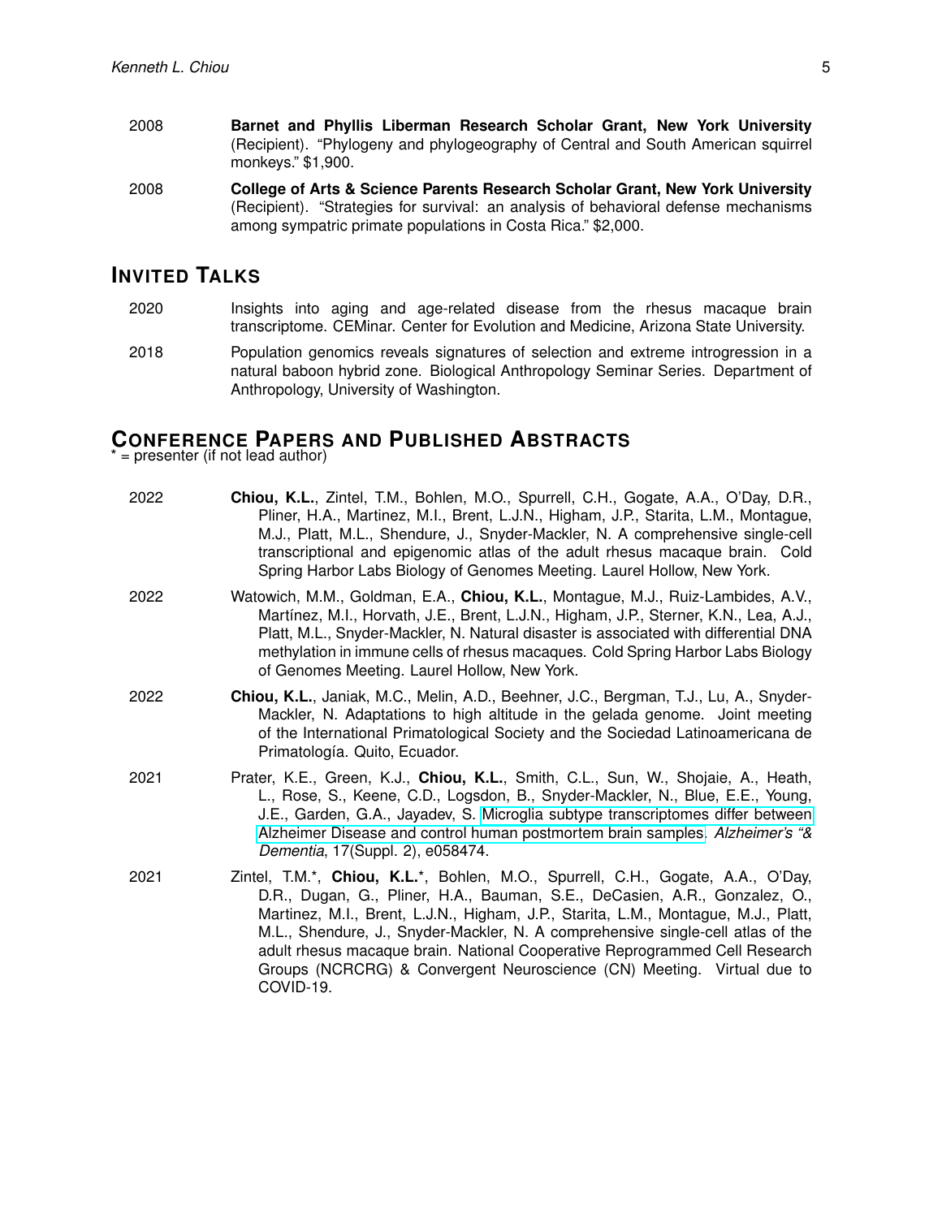2008 **Barnet and Phyllis Liberman Research Scholar Grant, New York University** (Recipient). "Phylogeny and phylogeography of Central and South American squirrel monkeys." $1,900.

2008 **College of Arts & Science Parents Research Scholar Grant, New York University** (Recipient). "Strategies for survival: an analysis of behavioral defense mechanisms among sympatric primate populations in Costa Rica." $2,000.

## INVITED TALKS

2020 Insights into aging and age-related disease from the rhesus macaque brain transcriptome. CEMinar. Center for Evolution and Medicine, Arizona State University.

2018 Population genomics reveals signatures of selection and extreme introgression in a natural baboon hybrid zone. Biological Anthropology Seminar Series. Department of Anthropology, University of Washington.

## CONFERENCE PAPERS AND PUBLISHED ABSTRACTS

\* = presenter (if not lead author)

2022 **Chiou, K.L.**, Zintel, T.M., Bohlen, M.O., Spurrell, C.H., Gogate, A.A., O'Day, D.R., Pliner, H.A., Martinez, M.I., Brent, L.J.N., Higham, J.P., Starita, L.M., Montague, M.J., Platt, M.L., Shendure, J., Snyder-Mackler, N. A comprehensive single-cell transcriptional and epigenomic atlas of the adult rhesus macaque brain. Cold Spring Harbor Labs Biology of Genomes Meeting. Laurel Hollow, New York.

2022 Watowich, M.M., Goldman, E.A., **Chiou, K.L.**, Montague, M.J., Ruiz-Lambides, A.V., Martínez, M.I., Horvath, J.E., Brent, L.J.N., Higham, J.P., Sterner, K.N., Lea, A.J., Platt, M.L., Snyder-Mackler, N. Natural disaster is associated with differential DNA methylation in immune cells of rhesus macaques. Cold Spring Harbor Labs Biology of Genomes Meeting. Laurel Hollow, New York.

2022 **Chiou, K.L.**, Janiak, M.C., Melin, A.D., Beehner, J.C., Bergman, T.J., Lu, A., Snyder-Mackler, N. Adaptations to high altitude in the gelada genome. Joint meeting of the International Primatological Society and the Sociedad Latinoamericana de Primatología. Quito, Ecuador.

2021 Prater, K.E., Green, K.J., **Chiou, K.L.**, Smith, C.L., Sun, W., Shojaie, A., Heath, L., Rose, S., Keene, C.D., Logsdon, B., Snyder-Mackler, N., Blue, E.E., Young, J.E., Garden, G.A., Jayadev, S. Microglia subtype transcriptomes differ between Alzheimer Disease and control human postmortem brain samples. *Alzheimer's "& Dementia*, 17(Suppl. 2), e058474.

2021 Zintel, T.M.\*, **Chiou, K.L.**\*, Bohlen, M.O., Spurrell, C.H., Gogate, A.A., O'Day, D.R., Dugan, G., Pliner, H.A., Bauman, S.E., DeCasien, A.R., Gonzalez, O., Martinez, M.I., Brent, L.J.N., Higham, J.P., Starita, L.M., Montague, M.J., Platt, M.L., Shendure, J., Snyder-Mackler, N. A comprehensive single-cell atlas of the adult rhesus macaque brain. National Cooperative Reprogrammed Cell Research Groups (NCRCRG) & Convergent Neuroscience (CN) Meeting. Virtual due to COVID-19.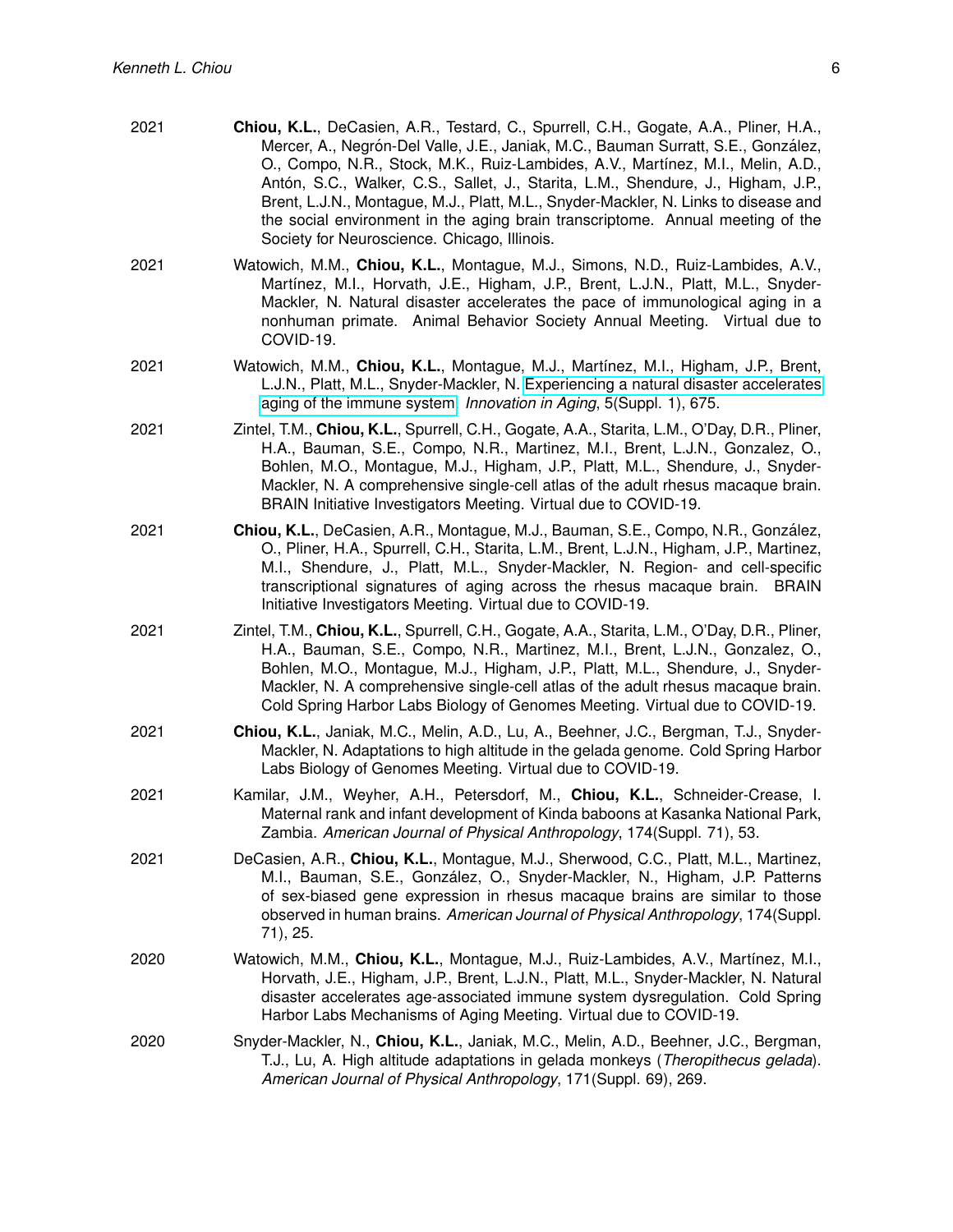2021 **Chiou, K.L.**, DeCasien, A.R., Testard, C., Spurrell, C.H., Gogate, A.A., Pliner, H.A., Mercer, A., Negrón-Del Valle, J.E., Janiak, M.C., Bauman Surratt, S.E., González, O., Compo, N.R., Stock, M.K., Ruiz-Lambides, A.V., Martínez, M.I., Melin, A.D., Antón, S.C., Walker, C.S., Sallet, J., Starita, L.M., Shendure, J., Higham, J.P., Brent, L.J.N., Montague, M.J., Platt, M.L., Snyder-Mackler, N. Links to disease and the social environment in the aging brain transcriptome. Annual meeting of the Society for Neuroscience. Chicago, Illinois.

2021 Watowich, M.M., **Chiou, K.L.**, Montague, M.J., Simons, N.D., Ruiz-Lambides, A.V., Martínez, M.I., Horvath, J.E., Higham, J.P., Brent, L.J.N., Platt, M.L., Snyder-Mackler, N. Natural disaster accelerates the pace of immunological aging in a nonhuman primate. Animal Behavior Society Annual Meeting. Virtual due to COVID-19.

2021 Watowich, M.M., **Chiou, K.L.**, Montague, M.J., Martínez, M.I., Higham, J.P., Brent, L.J.N., Platt, M.L., Snyder-Mackler, N. Experiencing a natural disaster accelerates aging of the immune system. *Innovation in Aging*, 5(Suppl. 1), 675.

2021 Zintel, T.M., **Chiou, K.L.**, Spurrell, C.H., Gogate, A.A., Starita, L.M., O'Day, D.R., Pliner, H.A., Bauman, S.E., Compo, N.R., Martinez, M.I., Brent, L.J.N., Gonzalez, O., Bohlen, M.O., Montague, M.J., Higham, J.P., Platt, M.L., Shendure, J., Snyder-Mackler, N. A comprehensive single-cell atlas of the adult rhesus macaque brain. BRAIN Initiative Investigators Meeting. Virtual due to COVID-19.

2021 **Chiou, K.L.**, DeCasien, A.R., Montague, M.J., Bauman, S.E., Compo, N.R., González, O., Pliner, H.A., Spurrell, C.H., Starita, L.M., Brent, L.J.N., Higham, J.P., Martinez, M.I., Shendure, J., Platt, M.L., Snyder-Mackler, N. Region- and cell-specific transcriptional signatures of aging across the rhesus macaque brain. BRAIN Initiative Investigators Meeting. Virtual due to COVID-19.

2021 Zintel, T.M., **Chiou, K.L.**, Spurrell, C.H., Gogate, A.A., Starita, L.M., O'Day, D.R., Pliner, H.A., Bauman, S.E., Compo, N.R., Martinez, M.I., Brent, L.J.N., Gonzalez, O., Bohlen, M.O., Montague, M.J., Higham, J.P., Platt, M.L., Shendure, J., Snyder-Mackler, N. A comprehensive single-cell atlas of the adult rhesus macaque brain. Cold Spring Harbor Labs Biology of Genomes Meeting. Virtual due to COVID-19.

2021 **Chiou, K.L.**, Janiak, M.C., Melin, A.D., Lu, A., Beehner, J.C., Bergman, T.J., Snyder-Mackler, N. Adaptations to high altitude in the gelada genome. Cold Spring Harbor Labs Biology of Genomes Meeting. Virtual due to COVID-19.

2021 Kamilar, J.M., Weyher, A.H., Petersdorf, M., **Chiou, K.L.**, Schneider-Crease, I. Maternal rank and infant development of Kinda baboons at Kasanka National Park, Zambia. *American Journal of Physical Anthropology*, 174(Suppl. 71), 53.

2021 DeCasien, A.R., **Chiou, K.L.**, Montague, M.J., Sherwood, C.C., Platt, M.L., Martinez, M.I., Bauman, S.E., González, O., Snyder-Mackler, N., Higham, J.P. Patterns of sex-biased gene expression in rhesus macaque brains are similar to those observed in human brains. *American Journal of Physical Anthropology*, 174(Suppl. 71), 25.

2020 Watowich, M.M., **Chiou, K.L.**, Montague, M.J., Ruiz-Lambides, A.V., Martínez, M.I., Horvath, J.E., Higham, J.P., Brent, L.J.N., Platt, M.L., Snyder-Mackler, N. Natural disaster accelerates age-associated immune system dysregulation. Cold Spring Harbor Labs Mechanisms of Aging Meeting. Virtual due to COVID-19.

2020 Snyder-Mackler, N., **Chiou, K.L.**, Janiak, M.C., Melin, A.D., Beehner, J.C., Bergman, T.J., Lu, A. High altitude adaptations in gelada monkeys (*Theropithecus gelada*). *American Journal of Physical Anthropology*, 171(Suppl. 69), 269.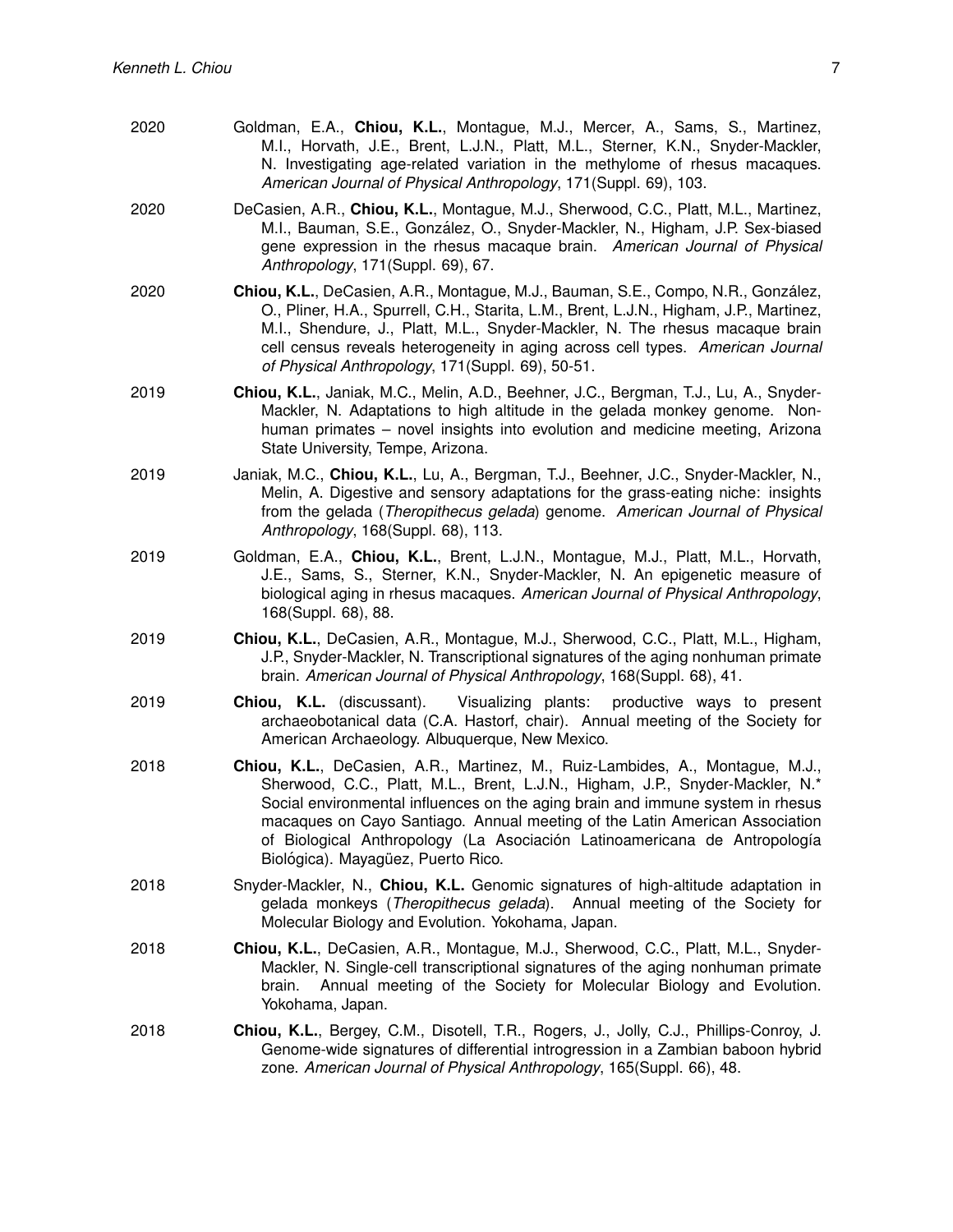2020 Goldman, E.A., **Chiou, K.L.**, Montague, M.J., Mercer, A., Sams, S., Martinez, M.I., Horvath, J.E., Brent, L.J.N., Platt, M.L., Sterner, K.N., Snyder-Mackler, N. Investigating age-related variation in the methylome of rhesus macaques. *American Journal of Physical Anthropology*, 171(Suppl. 69), 103.

2020 DeCasien, A.R., **Chiou, K.L.**, Montague, M.J., Sherwood, C.C., Platt, M.L., Martinez, M.I., Bauman, S.E., González, O., Snyder-Mackler, N., Higham, J.P. Sex-biased gene expression in the rhesus macaque brain. *American Journal of Physical Anthropology*, 171(Suppl. 69), 67.

2020 **Chiou, K.L.**, DeCasien, A.R., Montague, M.J., Bauman, S.E., Compo, N.R., González, O., Pliner, H.A., Spurrell, C.H., Starita, L.M., Brent, L.J.N., Higham, J.P., Martinez, M.I., Shendure, J., Platt, M.L., Snyder-Mackler, N. The rhesus macaque brain cell census reveals heterogeneity in aging across cell types. *American Journal of Physical Anthropology*, 171(Suppl. 69), 50-51.

2019 **Chiou, K.L.**, Janiak, M.C., Melin, A.D., Beehner, J.C., Bergman, T.J., Lu, A., Snyder-Mackler, N. Adaptations to high altitude in the gelada monkey genome. Non-human primates – novel insights into evolution and medicine meeting, Arizona State University, Tempe, Arizona.

2019 Janiak, M.C., **Chiou, K.L.**, Lu, A., Bergman, T.J., Beehner, J.C., Snyder-Mackler, N., Melin, A. Digestive and sensory adaptations for the grass-eating niche: insights from the gelada (*Theropithecus gelada*) genome. *American Journal of Physical Anthropology*, 168(Suppl. 68), 113.

2019 Goldman, E.A., **Chiou, K.L.**, Brent, L.J.N., Montague, M.J., Platt, M.L., Horvath, J.E., Sams, S., Sterner, K.N., Snyder-Mackler, N. An epigenetic measure of biological aging in rhesus macaques. *American Journal of Physical Anthropology*, 168(Suppl. 68), 88.

2019 **Chiou, K.L.**, DeCasien, A.R., Montague, M.J., Sherwood, C.C., Platt, M.L., Higham, J.P., Snyder-Mackler, N. Transcriptional signatures of the aging nonhuman primate brain. *American Journal of Physical Anthropology*, 168(Suppl. 68), 41.

2019 **Chiou, K.L.** (discussant). Visualizing plants: productive ways to present archaeobotanical data (C.A. Hastorf, chair). Annual meeting of the Society for American Archaeology. Albuquerque, New Mexico.

2018 **Chiou, K.L.**, DeCasien, A.R., Martinez, M., Ruiz-Lambides, A., Montague, M.J., Sherwood, C.C., Platt, M.L., Brent, L.J.N., Higham, J.P., Snyder-Mackler, N.* Social environmental influences on the aging brain and immune system in rhesus macaques on Cayo Santiago. Annual meeting of the Latin American Association of Biological Anthropology (La Asociación Latinoamericana de Antropología Biológica). Mayagüez, Puerto Rico.

2018 Snyder-Mackler, N., **Chiou, K.L.** Genomic signatures of high-altitude adaptation in gelada monkeys (*Theropithecus gelada*). Annual meeting of the Society for Molecular Biology and Evolution. Yokohama, Japan.

2018 **Chiou, K.L.**, DeCasien, A.R., Montague, M.J., Sherwood, C.C., Platt, M.L., Snyder-Mackler, N. Single-cell transcriptional signatures of the aging nonhuman primate brain. Annual meeting of the Society for Molecular Biology and Evolution. Yokohama, Japan.

2018 **Chiou, K.L.**, Bergey, C.M., Disotell, T.R., Rogers, J., Jolly, C.J., Phillips-Conroy, J. Genome-wide signatures of differential introgression in a Zambian baboon hybrid zone. *American Journal of Physical Anthropology*, 165(Suppl. 66), 48.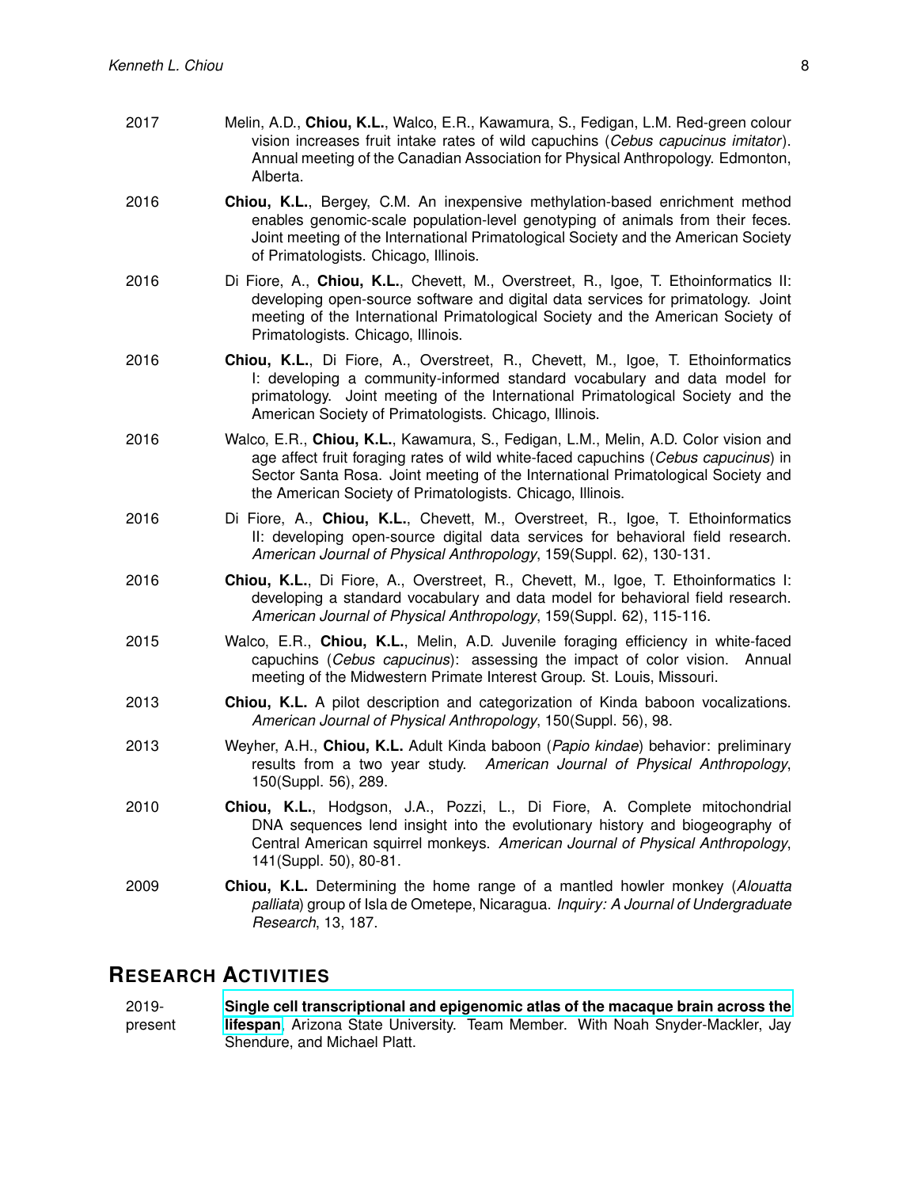2017 Melin, A.D., **Chiou, K.L.**, Walco, E.R., Kawamura, S., Fedigan, L.M. Red-green colour vision increases fruit intake rates of wild capuchins (*Cebus capucinus imitator*). Annual meeting of the Canadian Association for Physical Anthropology. Edmonton, Alberta.

2016 **Chiou, K.L.**, Bergey, C.M. An inexpensive methylation-based enrichment method enables genomic-scale population-level genotyping of animals from their feces. Joint meeting of the International Primatological Society and the American Society of Primatologists. Chicago, Illinois.

2016 Di Fiore, A., **Chiou, K.L.**, Chevett, M., Overstreet, R., Igoe, T. Ethoinformatics II: developing open-source software and digital data services for primatology. Joint meeting of the International Primatological Society and the American Society of Primatologists. Chicago, Illinois.

2016 **Chiou, K.L.**, Di Fiore, A., Overstreet, R., Chevett, M., Igoe, T. Ethoinformatics I: developing a community-informed standard vocabulary and data model for primatology. Joint meeting of the International Primatological Society and the American Society of Primatologists. Chicago, Illinois.

2016 Walco, E.R., **Chiou, K.L.**, Kawamura, S., Fedigan, L.M., Melin, A.D. Color vision and age affect fruit foraging rates of wild white-faced capuchins (*Cebus capucinus*) in Sector Santa Rosa. Joint meeting of the International Primatological Society and the American Society of Primatologists. Chicago, Illinois.

2016 Di Fiore, A., **Chiou, K.L.**, Chevett, M., Overstreet, R., Igoe, T. Ethoinformatics II: developing open-source digital data services for behavioral field research. *American Journal of Physical Anthropology*, 159(Suppl. 62), 130-131.

2016 **Chiou, K.L.**, Di Fiore, A., Overstreet, R., Chevett, M., Igoe, T. Ethoinformatics I: developing a standard vocabulary and data model for behavioral field research. *American Journal of Physical Anthropology*, 159(Suppl. 62), 115-116.

2015 Walco, E.R., **Chiou, K.L.**, Melin, A.D. Juvenile foraging efficiency in white-faced capuchins (*Cebus capucinus*): assessing the impact of color vision. Annual meeting of the Midwestern Primate Interest Group. St. Louis, Missouri.

2013 **Chiou, K.L.** A pilot description and categorization of Kinda baboon vocalizations. *American Journal of Physical Anthropology*, 150(Suppl. 56), 98.

2013 Weyher, A.H., **Chiou, K.L.** Adult Kinda baboon (*Papio kindae*) behavior: preliminary results from a two year study. *American Journal of Physical Anthropology*, 150(Suppl. 56), 289.

2010 **Chiou, K.L.**, Hodgson, J.A., Pozzi, L., Di Fiore, A. Complete mitochondrial DNA sequences lend insight into the evolutionary history and biogeography of Central American squirrel monkeys. *American Journal of Physical Anthropology*, 141(Suppl. 50), 80-81.

2009 **Chiou, K.L.** Determining the home range of a mantled howler monkey (*Alouatta palliata*) group of Isla de Ometepe, Nicaragua. *Inquiry: A Journal of Undergraduate Research*, 13, 187.

## Research Activities

2019-present **Single cell transcriptional and epigenomic atlas of the macaque brain across the lifespan**, Arizona State University. Team Member. With Noah Snyder-Mackler, Jay Shendure, and Michael Platt.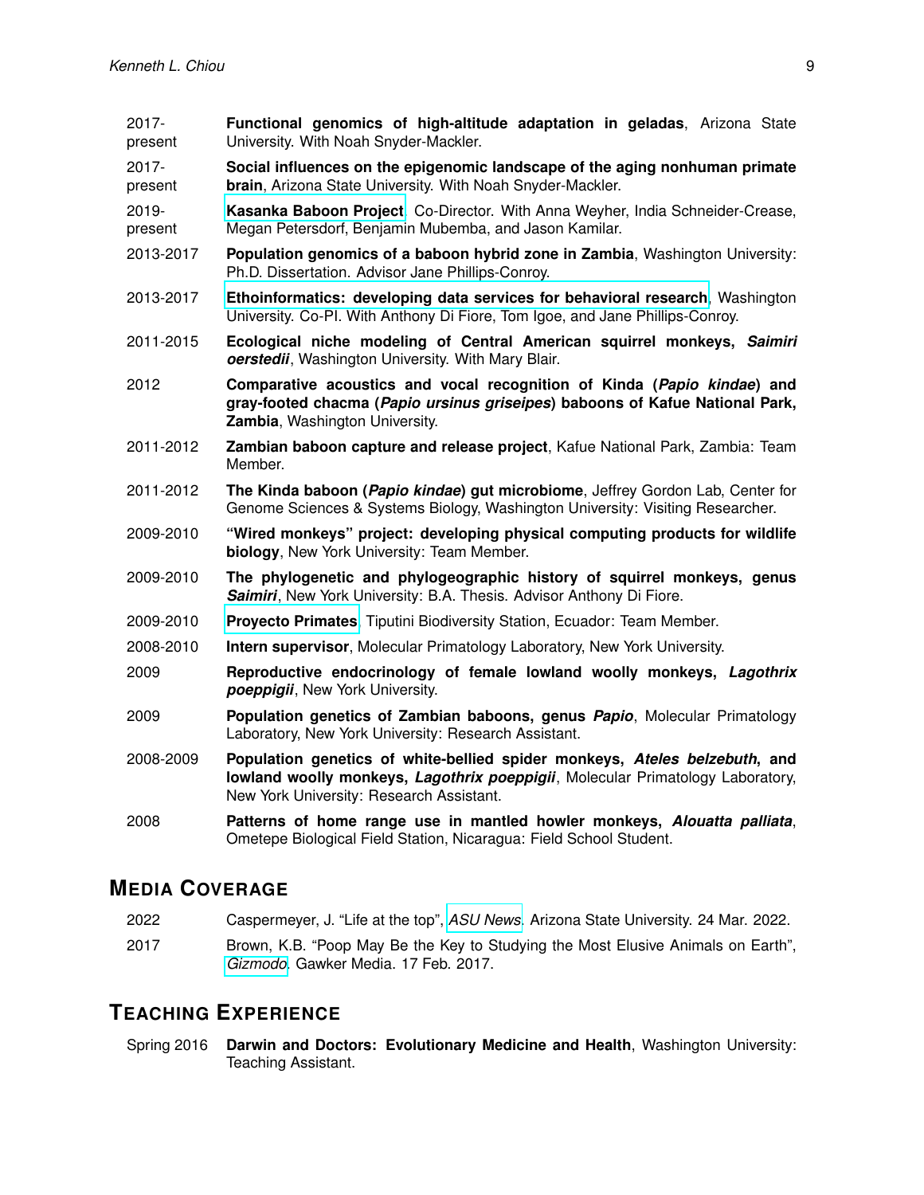| | |
|---|---|
| 2017-present | **Functional genomics of high-altitude adaptation in geladas**, Arizona State University. With Noah Snyder-Mackler. |
| 2017-present | **Social influences on the epigenomic landscape of the aging nonhuman primate brain**, Arizona State University. With Noah Snyder-Mackler. |
| 2019-present | **Kasanka Baboon Project**, Co-Director. With Anna Weyher, India Schneider-Crease, Megan Petersdorf, Benjamin Mubemba, and Jason Kamilar. |
| 2013-2017 | **Population genomics of a baboon hybrid zone in Zambia**, Washington University: Ph.D. Dissertation. Advisor Jane Phillips-Conroy. |
| 2013-2017 | **Ethoinformatics: developing data services for behavioral research**, Washington University. Co-PI. With Anthony Di Fiore, Tom Igoe, and Jane Phillips-Conroy. |
| 2011-2015 | **Ecological niche modeling of Central American squirrel monkeys, *Saimiri oerstedii***, Washington University. With Mary Blair. |
| 2012 | **Comparative acoustics and vocal recognition of Kinda (*Papio kindae*) and gray-footed chacma (*Papio ursinus griseipes*) baboons of Kafue National Park, Zambia**, Washington University. |
| 2011-2012 | **Zambian baboon capture and release project**, Kafue National Park, Zambia: Team Member. |
| 2011-2012 | **The Kinda baboon (*Papio kindae*) gut microbiome**, Jeffrey Gordon Lab, Center for Genome Sciences & Systems Biology, Washington University: Visiting Researcher. |
| 2009-2010 | **“Wired monkeys” project: developing physical computing products for wildlife biology**, New York University: Team Member. |
| 2009-2010 | **The phylogenetic and phylogeographic history of squirrel monkeys, genus *Saimiri***, New York University: B.A. Thesis. Advisor Anthony Di Fiore. |
| 2009-2010 | **Proyecto Primates**, Tiputini Biodiversity Station, Ecuador: Team Member. |
| 2008-2010 | **Intern supervisor**, Molecular Primatology Laboratory, New York University. |
| 2009 | **Reproductive endocrinology of female lowland woolly monkeys, *Lagothrix poeppigii***, New York University. |
| 2009 | **Population genetics of Zambian baboons, genus *Papio***, Molecular Primatology Laboratory, New York University: Research Assistant. |
| 2008-2009 | **Population genetics of white-bellied spider monkeys, *Ateles belzebuth*, and lowland woolly monkeys, *Lagothrix poeppigii***, Molecular Primatology Laboratory, New York University: Research Assistant. |
| 2008 | **Patterns of home range use in mantled howler monkeys, *Alouatta palliata***, Ometepe Biological Field Station, Nicaragua: Field School Student. |

## Media Coverage

| | |
|---|---|
| 2022 | Caspermeyer, J. “Life at the top”, *ASU News*. Arizona State University. 24 Mar. 2022. |
| 2017 | Brown, K.B. “Poop May Be the Key to Studying the Most Elusive Animals on Earth”, *Gizmodo*. Gawker Media. 17 Feb. 2017. |

## Teaching Experience

| | |
|---|---|
| Spring 2016 | **Darwin and Doctors: Evolutionary Medicine and Health**, Washington University: Teaching Assistant. |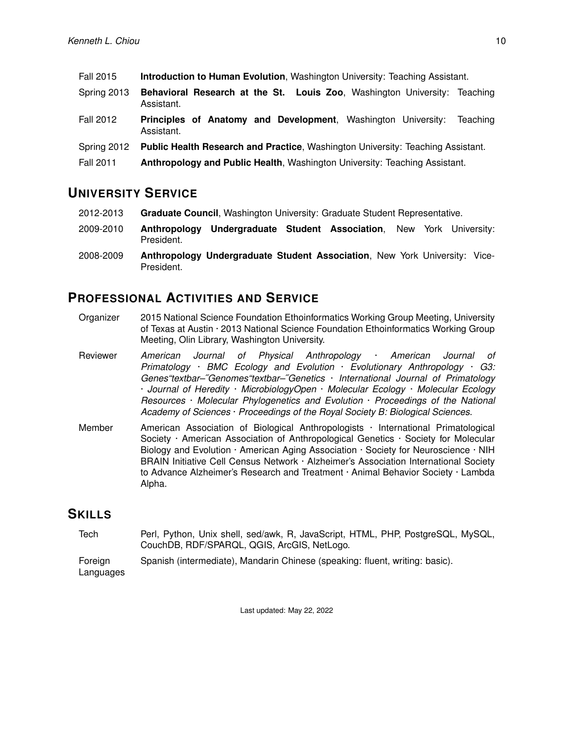Fall 2015 **Introduction to Human Evolution**, Washington University: Teaching Assistant.

Spring 2013 **Behavioral Research at the St. Louis Zoo**, Washington University: Teaching Assistant.

Fall 2012 **Principles of Anatomy and Development**, Washington University: Teaching Assistant.

Spring 2012 **Public Health Research and Practice**, Washington University: Teaching Assistant.

Fall 2011 **Anthropology and Public Health**, Washington University: Teaching Assistant.

## University Service

2012-2013 **Graduate Council**, Washington University: Graduate Student Representative.

2009-2010 **Anthropology Undergraduate Student Association**, New York University: President.

2008-2009 **Anthropology Undergraduate Student Association**, New York University: Vice-President.

## Professional Activities and Service

Organizer 2015 National Science Foundation Ethoinformatics Working Group Meeting, University of Texas at Austin · 2013 National Science Foundation Ethoinformatics Working Group Meeting, Olin Library, Washington University.

Reviewer *American Journal of Physical Anthropology · American Journal of Primatology · BMC Ecology and Evolution · Evolutionary Anthropology · G3: Genes"textbar–˝Genomes"textbar–˝Genetics · International Journal of Primatology · Journal of Heredity · MicrobiologyOpen · Molecular Ecology · Molecular Ecology Resources · Molecular Phylogenetics and Evolution · Proceedings of the National Academy of Sciences · Proceedings of the Royal Society B: Biological Sciences*.

Member American Association of Biological Anthropologists · International Primatological Society · American Association of Anthropological Genetics · Society for Molecular Biology and Evolution · American Aging Association · Society for Neuroscience · NIH BRAIN Initiative Cell Census Network · Alzheimer's Association International Society to Advance Alzheimer's Research and Treatment · Animal Behavior Society · Lambda Alpha.

## Skills

Tech Perl, Python, Unix shell, sed/awk, R, JavaScript, HTML, PHP, PostgreSQL, MySQL, CouchDB, RDF/SPARQL, QGIS, ArcGIS, NetLogo.

Foreign Languages Spanish (intermediate), Mandarin Chinese (speaking: fluent, writing: basic).

Last updated: May 22, 2022